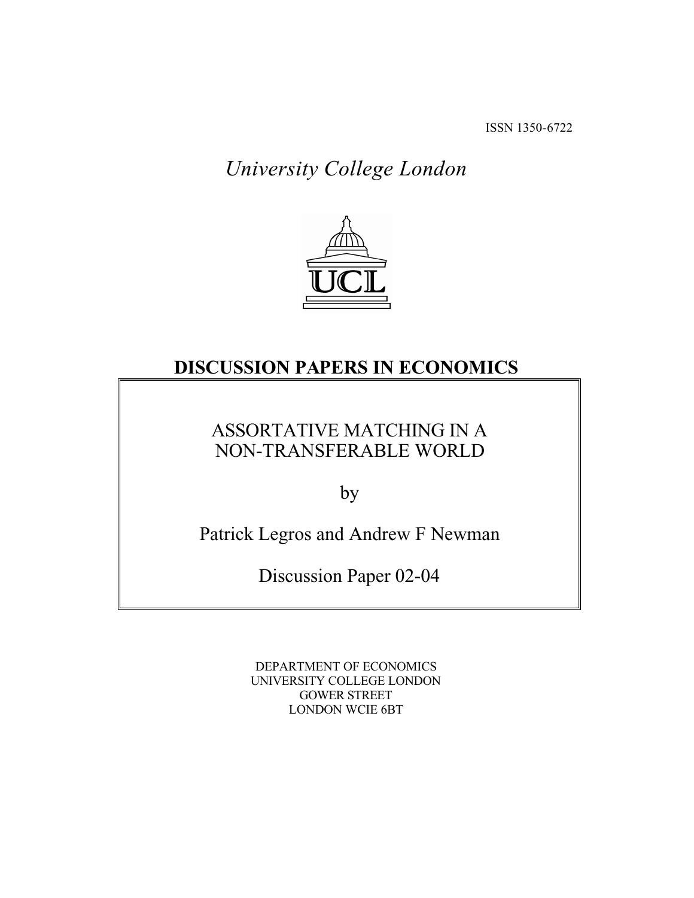ISSN 1350-6722

*University College London*

UCL

# DISCUSSION PAPERS IN ECONOMICS

## ASSORTATIVE MATCHING IN A NON-TRANSFERABLE WORLD

by

Patrick Legros and Andrew F Newman

Discussion Paper 02-04

DEPARTMENT OF ECONOMICS
UNIVERSITY COLLEGE LONDON
GOWER STREET
LONDON WCIE 6BT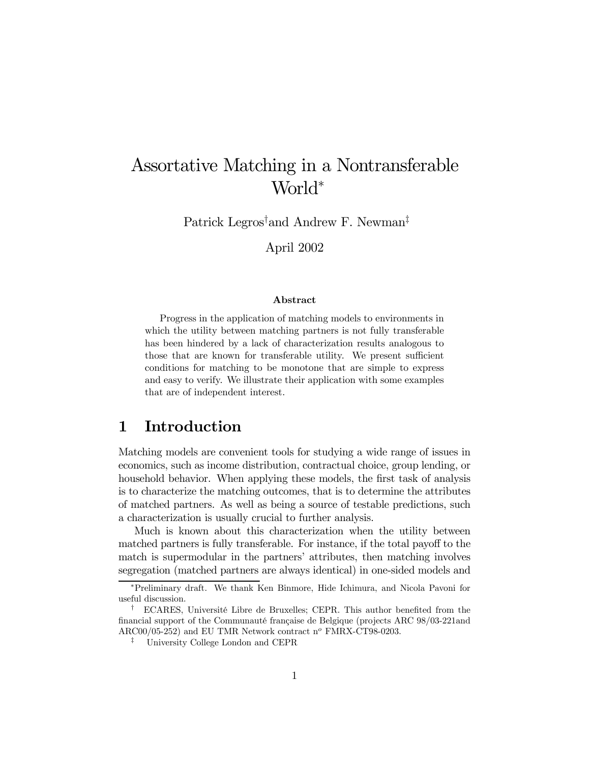# Assortative Matching in a Nontransferable World*

Patrick Legros[†] and Andrew F. Newman[‡]

April 2002

**Abstract**

Progress in the application of matching models to environments in which the utility between matching partners is not fully transferable has been hindered by a lack of characterization results analogous to those that are known for transferable utility. We present sufficient conditions for matching to be monotone that are simple to express and easy to verify. We illustrate their application with some examples that are of independent interest.

## 1 Introduction

Matching models are convenient tools for studying a wide range of issues in economics, such as income distribution, contractual choice, group lending, or household behavior. When applying these models, the first task of analysis is to characterize the matching outcomes, that is to determine the attributes of matched partners. As well as being a source of testable predictions, such a characterization is usually crucial to further analysis.

Much is known about this characterization when the utility between matched partners is fully transferable. For instance, if the total payoff to the match is supermodular in the partners' attributes, then matching involves segregation (matched partners are always identical) in one-sided models and

*Preliminary draft. We thank Ken Binmore, Hide Ichimura, and Nicola Pavoni for useful discussion.

[†] ECARES, Université Libre de Bruxelles; CEPR. This author benefited from the financial support of the Communauté française de Belgique (projects ARC 98/03-221and ARC00/05-252) and EU TMR Network contract n$^o$ FMRX-CT98-0203.

[‡] University College London and CEPR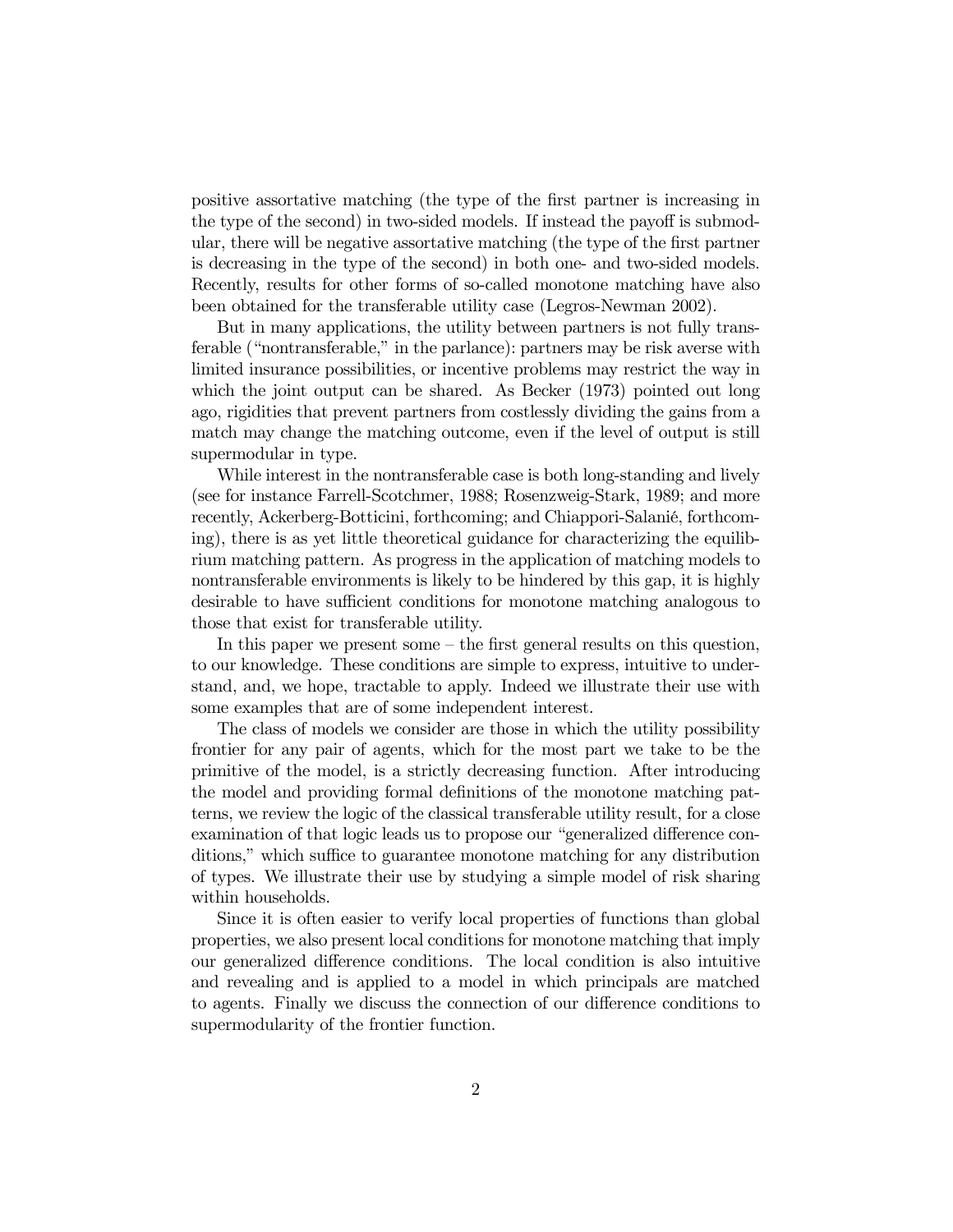positive assortative matching (the type of the first partner is increasing in the type of the second) in two-sided models. If instead the payoff is submodular, there will be negative assortative matching (the type of the first partner is decreasing in the type of the second) in both one- and two-sided models. Recently, results for other forms of so-called monotone matching have also been obtained for the transferable utility case (Legros-Newman 2002).

But in many applications, the utility between partners is not fully transferable ("nontransferable," in the parlance): partners may be risk averse with limited insurance possibilities, or incentive problems may restrict the way in which the joint output can be shared. As Becker (1973) pointed out long ago, rigidities that prevent partners from costlessly dividing the gains from a match may change the matching outcome, even if the level of output is still supermodular in type.

While interest in the nontransferable case is both long-standing and lively (see for instance Farrell-Scotchmer, 1988; Rosenzweig-Stark, 1989; and more recently, Ackerberg-Botticini, forthcoming; and Chiappori-Salanié, forthcoming), there is as yet little theoretical guidance for characterizing the equilibrium matching pattern. As progress in the application of matching models to nontransferable environments is likely to be hindered by this gap, it is highly desirable to have sufficient conditions for monotone matching analogous to those that exist for transferable utility.

In this paper we present some – the first general results on this question, to our knowledge. These conditions are simple to express, intuitive to understand, and, we hope, tractable to apply. Indeed we illustrate their use with some examples that are of some independent interest.

The class of models we consider are those in which the utility possibility frontier for any pair of agents, which for the most part we take to be the primitive of the model, is a strictly decreasing function. After introducing the model and providing formal definitions of the monotone matching patterns, we review the logic of the classical transferable utility result, for a close examination of that logic leads us to propose our "generalized difference conditions," which suffice to guarantee monotone matching for any distribution of types. We illustrate their use by studying a simple model of risk sharing within households.

Since it is often easier to verify local properties of functions than global properties, we also present local conditions for monotone matching that imply our generalized difference conditions. The local condition is also intuitive and revealing and is applied to a model in which principals are matched to agents. Finally we discuss the connection of our difference conditions to supermodularity of the frontier function.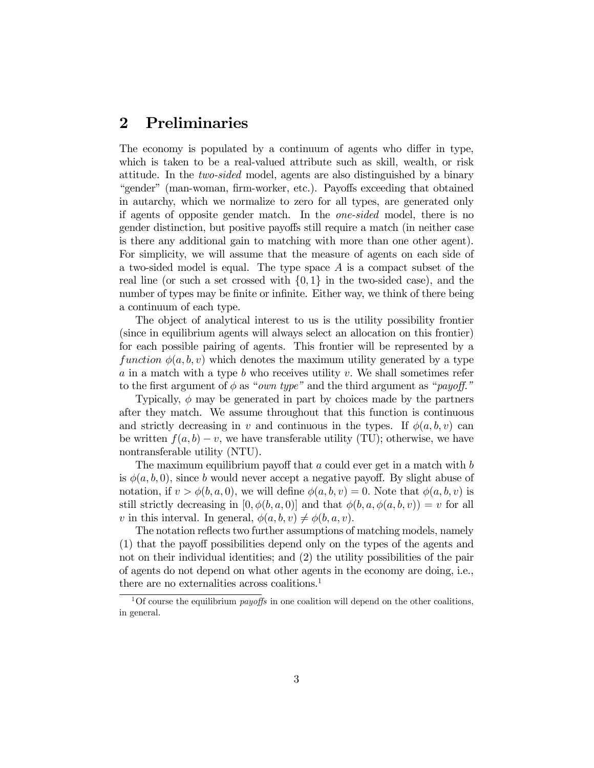## 2 Preliminaries

The economy is populated by a continuum of agents who differ in type, which is taken to be a real-valued attribute such as skill, wealth, or risk attitude. In the *two-sided* model, agents are also distinguished by a binary "gender" (man-woman, firm-worker, etc.). Payoffs exceeding that obtained in autarchy, which we normalize to zero for all types, are generated only if agents of opposite gender match. In the *one-sided* model, there is no gender distinction, but positive payoffs still require a match (in neither case is there any additional gain to matching with more than one other agent). For simplicity, we will assume that the measure of agents on each side of a two-sided model is equal. The type space $A$ is a compact subset of the real line (or such a set crossed with $\{0,1\}$ in the two-sided case), and the number of types may be finite or infinite. Either way, we think of there being a continuum of each type.

The object of analytical interest to us is the utility possibility frontier (since in equilibrium agents will always select an allocation on this frontier) for each possible pairing of agents. This frontier will be represented by a *function* $\phi(a, b, v)$ which denotes the maximum utility generated by a type $a$ in a match with a type $b$ who receives utility $v$. We shall sometimes refer to the first argument of $\phi$ as "*own type*" and the third argument as "*payoff.*"

Typically, $\phi$ may be generated in part by choices made by the partners after they match. We assume throughout that this function is continuous and strictly decreasing in $v$ and continuous in the types. If $\phi(a, b, v)$ can be written $f(a, b) - v$, we have transferable utility (TU); otherwise, we have nontransferable utility (NTU).

The maximum equilibrium payoff that $a$ could ever get in a match with $b$ is $\phi(a, b, 0)$, since $b$ would never accept a negative payoff. By slight abuse of notation, if $v > \phi(b, a, 0)$, we will define $\phi(a, b, v) = 0$. Note that $\phi(a, b, v)$ is still strictly decreasing in $[0, \phi(b, a, 0)]$ and that $\phi(b, a, \phi(a, b, v)) = v$ for all $v$ in this interval. In general, $\phi(a, b, v) \neq \phi(b, a, v)$.

The notation reflects two further assumptions of matching models, namely (1) that the payoff possibilities depend only on the types of the agents and not on their individual identities; and (2) the utility possibilities of the pair of agents do not depend on what other agents in the economy are doing, i.e., there are no externalities across coalitions.[1]

[1] Of course the equilibrium *payoffs* in one coalition will depend on the other coalitions, in general.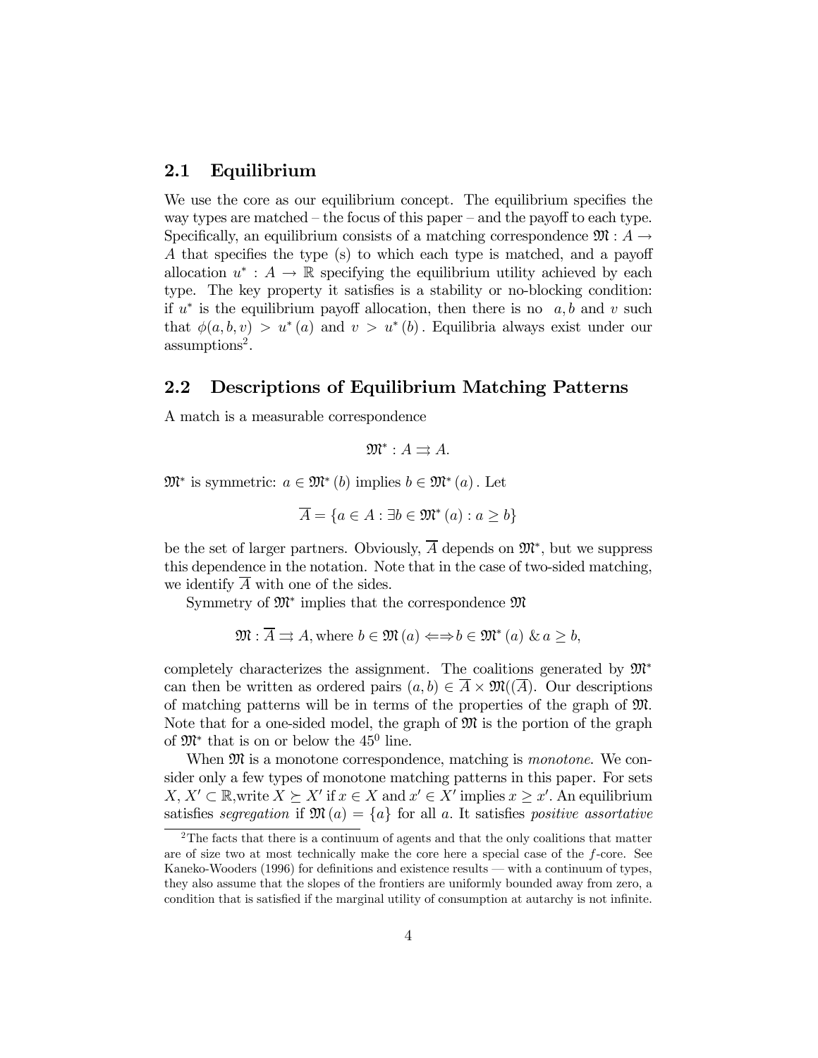## 2.1 Equilibrium

We use the core as our equilibrium concept. The equilibrium specifies the way types are matched – the focus of this paper – and the payoff to each type. Specifically, an equilibrium consists of a matching correspondence $\mathfrak{M} : A \rightarrow A$ that specifies the type (s) to which each type is matched, and a payoff allocation $u^* : A \rightarrow \mathbb{R}$ specifying the equilibrium utility achieved by each type. The key property it satisfies is a stability or no-blocking condition: if $u^*$ is the equilibrium payoff allocation, then there is no $a, b$ and $v$ such that $\phi(a, b, v) > u^*(a)$ and $v > u^*(b)$. Equilibria always exist under our assumptions[2].

## 2.2 Descriptions of Equilibrium Matching Patterns

A match is a measurable correspondence

$$\mathfrak{M}^* : A \rightrightarrows A.$$

$\mathfrak{M}^*$ is symmetric: $a \in \mathfrak{M}^*(b)$ implies $b \in \mathfrak{M}^*(a)$. Let

$$\overline{A} = \{a \in A : \exists b \in \mathfrak{M}^*(a) : a \geq b\}$$

be the set of larger partners. Obviously, $\overline{A}$ depends on $\mathfrak{M}^*$, but we suppress this dependence in the notation. Note that in the case of two-sided matching, we identify $\overline{A}$ with one of the sides.

Symmetry of $\mathfrak{M}^*$ implies that the correspondence $\mathfrak{M}$

$$\mathfrak{M} : \overline{A} \rightrightarrows A, \text{where } b \in \mathfrak{M}(a) \Longleftrightarrow b \in \mathfrak{M}^*(a) \ \& \ a \geq b,$$

completely characterizes the assignment. The coalitions generated by $\mathfrak{M}^*$ can then be written as ordered pairs $(a, b) \in \overline{A} \times \mathfrak{M}(\overline{A})$. Our descriptions of matching patterns will be in terms of the properties of the graph of $\mathfrak{M}$. Note that for a one-sided model, the graph of $\mathfrak{M}$ is the portion of the graph of $\mathfrak{M}^*$ that is on or below the $45^0$ line.

When $\mathfrak{M}$ is a monotone correspondence, matching is *monotone*. We consider only a few types of monotone matching patterns in this paper. For sets $X, X' \subset \mathbb{R}$, write $X \succeq X'$ if $x \in X$ and $x' \in X'$ implies $x \geq x'$. An equilibrium satisfies *segregation* if $\mathfrak{M}(a) = \{a\}$ for all $a$. It satisfies *positive assortative*

[2] The facts that there is a continuum of agents and that the only coalitions that matter are of size two at most technically make the core here a special case of the $f$-core. See Kaneko-Wooders (1996) for definitions and existence results — with a continuum of types, they also assume that the slopes of the frontiers are uniformly bounded away from zero, a condition that is satisfied if the marginal utility of consumption at autarchy is not infinite.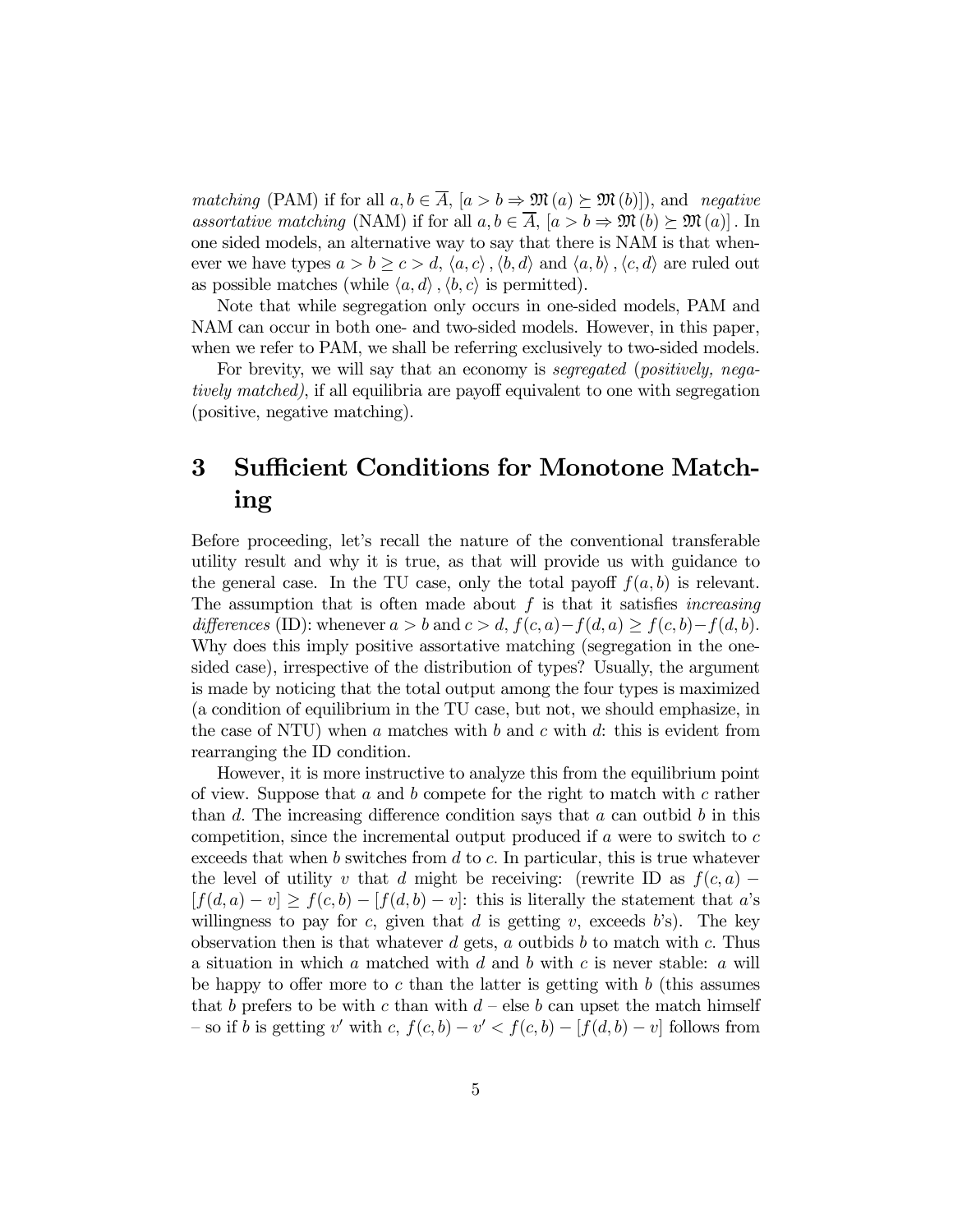*matching* (PAM) if for all $a, b \in \overline{A}$, $[a > b \Rightarrow \mathfrak{M}(a) \succeq \mathfrak{M}(b)]$), and *negative assortative matching* (NAM) if for all $a, b \in \overline{A}$, $[a > b \Rightarrow \mathfrak{M}(b) \succeq \mathfrak{M}(a)]$. In one sided models, an alternative way to say that there is NAM is that whenever we have types $a > b \geq c > d$, $\langle a, c \rangle, \langle b, d \rangle$ and $\langle a, b \rangle, \langle c, d \rangle$ are ruled out as possible matches (while $\langle a, d \rangle, \langle b, c \rangle$ is permitted).

Note that while segregation only occurs in one-sided models, PAM and NAM can occur in both one- and two-sided models. However, in this paper, when we refer to PAM, we shall be referring exclusively to two-sided models.

For brevity, we will say that an economy is *segregated* (*positively, negatively matched)*, if all equilibria are payoff equivalent to one with segregation (positive, negative matching).

# 3 Sufficient Conditions for Monotone Matching

Before proceeding, let's recall the nature of the conventional transferable utility result and why it is true, as that will provide us with guidance to the general case. In the TU case, only the total payoff $f(a, b)$ is relevant. The assumption that is often made about $f$ is that it satisfies *increasing differences* (ID): whenever $a > b$ and $c > d$, $f(c, a) - f(d, a) \geq f(c, b) - f(d, b)$. Why does this imply positive assortative matching (segregation in the one-sided case), irrespective of the distribution of types? Usually, the argument is made by noticing that the total output among the four types is maximized (a condition of equilibrium in the TU case, but not, we should emphasize, in the case of NTU) when $a$ matches with $b$ and $c$ with $d$: this is evident from rearranging the ID condition.

However, it is more instructive to analyze this from the equilibrium point of view. Suppose that $a$ and $b$ compete for the right to match with $c$ rather than $d$. The increasing difference condition says that $a$ can outbid $b$ in this competition, since the incremental output produced if $a$ were to switch to $c$ exceeds that when $b$ switches from $d$ to $c$. In particular, this is true whatever the level of utility $v$ that $d$ might be receiving: (rewrite ID as $f(c, a) - [f(d, a) - v] \geq f(c, b) - [f(d, b) - v]$: this is literally the statement that $a$'s willingness to pay for $c$, given that $d$ is getting $v$, exceeds $b$'s). The key observation then is that whatever $d$ gets, $a$ outbids $b$ to match with $c$. Thus a situation in which $a$ matched with $d$ and $b$ with $c$ is never stable: $a$ will be happy to offer more to $c$ than the latter is getting with $b$ (this assumes that $b$ prefers to be with $c$ than with $d$ – else $b$ can upset the match himself – so if $b$ is getting $v'$ with $c$, $f(c, b) - v' < f(c, b) - [f(d, b) - v]$ follows from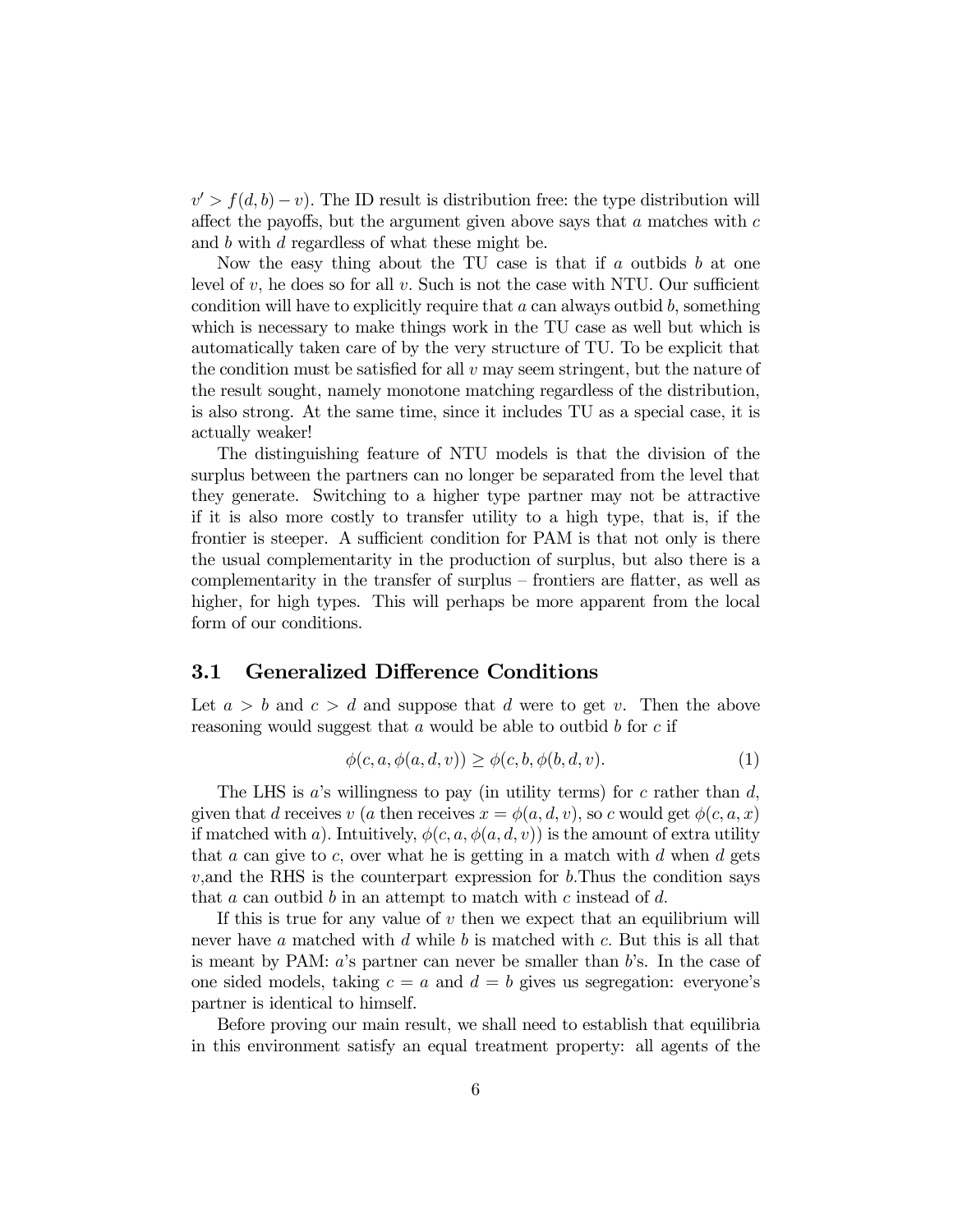$v' > f(d,b) - v$). The ID result is distribution free: the type distribution will affect the payoffs, but the argument given above says that $a$ matches with $c$ and $b$ with $d$ regardless of what these might be.

Now the easy thing about the TU case is that if $a$ outbids $b$ at one level of $v$, he does so for all $v$. Such is not the case with NTU. Our sufficient condition will have to explicitly require that $a$ can always outbid $b$, something which is necessary to make things work in the TU case as well but which is automatically taken care of by the very structure of TU. To be explicit that the condition must be satisfied for all $v$ may seem stringent, but the nature of the result sought, namely monotone matching regardless of the distribution, is also strong. At the same time, since it includes TU as a special case, it is actually weaker!

The distinguishing feature of NTU models is that the division of the surplus between the partners can no longer be separated from the level that they generate. Switching to a higher type partner may not be attractive if it is also more costly to transfer utility to a high type, that is, if the frontier is steeper. A sufficient condition for PAM is that not only is there the usual complementarity in the production of surplus, but also there is a complementarity in the transfer of surplus – frontiers are flatter, as well as higher, for high types. This will perhaps be more apparent from the local form of our conditions.

## 3.1 Generalized Difference Conditions

Let $a > b$ and $c > d$ and suppose that $d$ were to get $v$. Then the above reasoning would suggest that $a$ would be able to outbid $b$ for $c$ if

$$\phi(c, a, \phi(a, d, v)) \geq \phi(c, b, \phi(b, d, v). \tag{1}$$

The LHS is $a$'s willingness to pay (in utility terms) for $c$ rather than $d$, given that $d$ receives $v$ ($a$ then receives $x = \phi(a, d, v)$, so $c$ would get $\phi(c, a, x)$ if matched with $a$). Intuitively, $\phi(c, a, \phi(a, d, v))$ is the amount of extra utility that $a$ can give to $c$, over what he is getting in a match with $d$ when $d$ gets $v$,and the RHS is the counterpart expression for $b$.Thus the condition says that $a$ can outbid $b$ in an attempt to match with $c$ instead of $d$.

If this is true for any value of $v$ then we expect that an equilibrium will never have $a$ matched with $d$ while $b$ is matched with $c$. But this is all that is meant by PAM: $a$'s partner can never be smaller than $b$'s. In the case of one sided models, taking $c = a$ and $d = b$ gives us segregation: everyone's partner is identical to himself.

Before proving our main result, we shall need to establish that equilibria in this environment satisfy an equal treatment property: all agents of the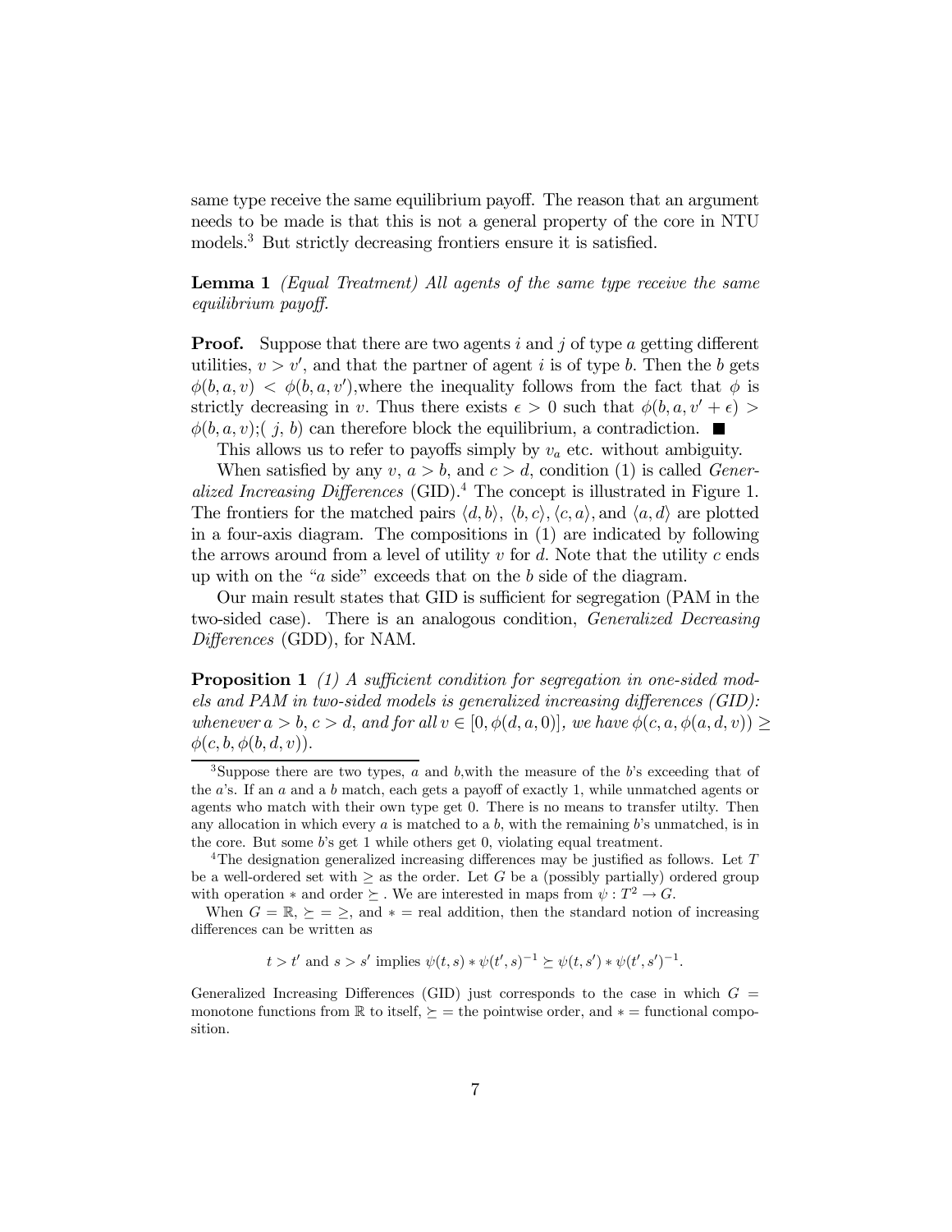same type receive the same equilibrium payoff. The reason that an argument needs to be made is that this is not a general property of the core in NTU models.[3] But strictly decreasing frontiers ensure it is satisfied.

**Lemma 1** *(Equal Treatment) All agents of the same type receive the same equilibrium payoff.*

**Proof.** Suppose that there are two agents $i$ and $j$ of type $a$ getting different utilities, $v > v'$, and that the partner of agent $i$ is of type $b$. Then the $b$ gets $\phi(b, a, v) < \phi(b, a, v')$,where the inequality follows from the fact that $\phi$ is strictly decreasing in $v$. Thus there exists $\epsilon > 0$ such that $\phi(b, a, v' + \epsilon) > \phi(b, a, v)$;( $j$, $b$) can therefore block the equilibrium, a contradiction. ■

This allows us to refer to payoffs simply by $v_a$ etc. without ambiguity.

When satisfied by any $v$, $a > b$, and $c > d$, condition (1) is called *Generalized Increasing Differences* (GID).[4] The concept is illustrated in Figure 1. The frontiers for the matched pairs $\langle d, b\rangle$, $\langle b, c\rangle$, $\langle c, a\rangle$, and $\langle a, d\rangle$ are plotted in a four-axis diagram. The compositions in (1) are indicated by following the arrows around from a level of utility $v$ for $d$. Note that the utility $c$ ends up with on the "$a$ side" exceeds that on the $b$ side of the diagram.

Our main result states that GID is sufficient for segregation (PAM in the two-sided case). There is an analogous condition, *Generalized Decreasing Differences* (GDD), for NAM.

**Proposition 1** *(1) A sufficient condition for segregation in one-sided models and PAM in two-sided models is generalized increasing differences (GID): whenever $a > b$, $c > d$, and for all $v \in [0, \phi(d, a, 0)]$, we have $\phi(c, a, \phi(a, d, v)) \geq \phi(c, b, \phi(b, d, v))$.*

---

[3] Suppose there are two types, $a$ and $b$,with the measure of the $b$'s exceeding that of the $a$'s. If an $a$ and a $b$ match, each gets a payoff of exactly 1, while unmatched agents or agents who match with their own type get 0. There is no means to transfer utilty. Then any allocation in which every $a$ is matched to a $b$, with the remaining $b$'s unmatched, is in the core. But some $b$'s get 1 while others get 0, violating equal treatment.

[4] The designation generalized increasing differences may be justified as follows. Let $T$ be a well-ordered set with $\geq$ as the order. Let $G$ be a (possibly partially) ordered group with operation $*$ and order $\succeq$ . We are interested in maps from $\psi : T^2 \to G$.

When $G = \mathbb{R}$, $\succeq = \geq$, and $*$ = real addition, then the standard notion of increasing differences can be written as

$$t > t' \text{ and } s > s' \text{ implies } \psi(t, s) * \psi(t', s)^{-1} \succeq \psi(t, s') * \psi(t', s')^{-1}.$$

Generalized Increasing Differences (GID) just corresponds to the case in which $G$ = monotone functions from $\mathbb{R}$ to itself, $\succeq$ = the pointwise order, and $*$ = functional composition.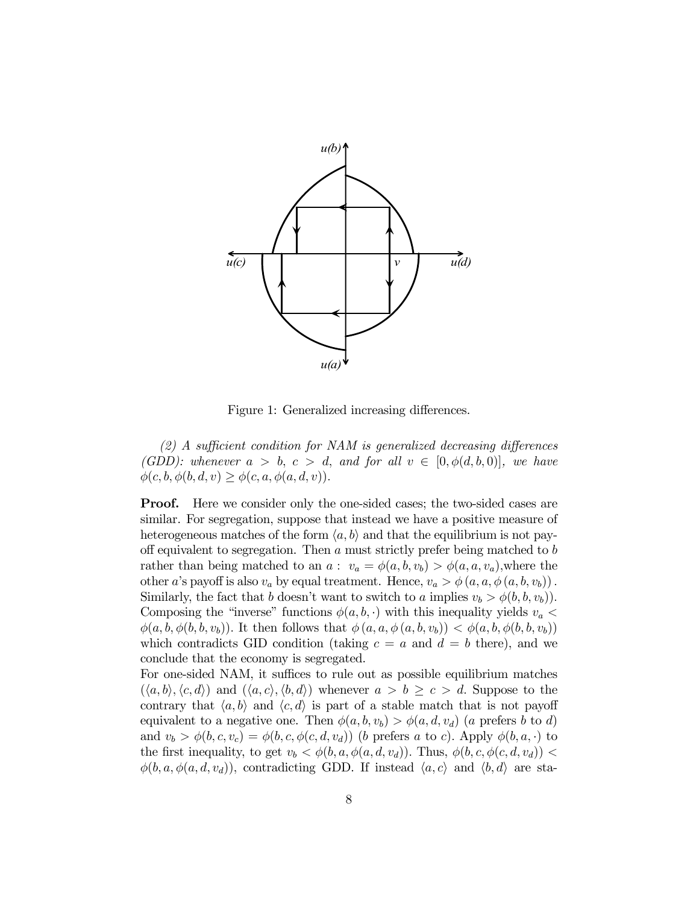Figure 1: Generalized increasing differences.

*(2) A sufficient condition for NAM is generalized decreasing differences (GDD): whenever $a > b$, $c > d$, and for all $v \in [0, \phi(d,b,0)]$, we have $\phi(c,b,\phi(b,d,v) \geq \phi(c,a,\phi(a,d,v))$.*

**Proof.** Here we consider only the one-sided cases; the two-sided cases are similar. For segregation, suppose that instead we have a positive measure of heterogeneous matches of the form $\langle a,b \rangle$ and that the equilibrium is not payoff equivalent to segregation. Then $a$ must strictly prefer being matched to $b$ rather than being matched to an $a$ : $v_a = \phi(a,b,v_b) > \phi(a,a,v_a)$,where the other $a$'s payoff is also $v_a$ by equal treatment. Hence, $v_a > \phi(a,a,\phi(a,b,v_b))$. Similarly, the fact that $b$ doesn't want to switch to $a$ implies $v_b > \phi(b,b,v_b))$. Composing the "inverse" functions $\phi(a,b,\cdot)$ with this inequality yields $v_a < \phi(a,b,\phi(b,b,v_b))$. It then follows that $\phi(a,a,\phi(a,b,v_b)) < \phi(a,b,\phi(b,b,v_b))$ which contradicts GID condition (taking $c = a$ and $d = b$ there), and we conclude that the economy is segregated.

For one-sided NAM, it suffices to rule out as possible equilibrium matches $(\langle a,b \rangle, \langle c,d \rangle)$ and $(\langle a,c \rangle, \langle b,d \rangle)$ whenever $a > b \geq c > d$. Suppose to the contrary that $\langle a,b \rangle$ and $\langle c,d \rangle$ is part of a stable match that is not payoff equivalent to a negative one. Then $\phi(a,b,v_b) > \phi(a,d,v_d)$ ($a$ prefers $b$ to $d$) and $v_b > \phi(b,c,v_c) = \phi(b,c,\phi(c,d,v_d))$ ($b$ prefers $a$ to $c$). Apply $\phi(b,a,\cdot)$ to the first inequality, to get $v_b < \phi(b,a,\phi(a,d,v_d))$. Thus, $\phi(b,c,\phi(c,d,v_d)) < \phi(b,a,\phi(a,d,v_d))$, contradicting GDD. If instead $\langle a,c \rangle$ and $\langle b,d \rangle$ are sta-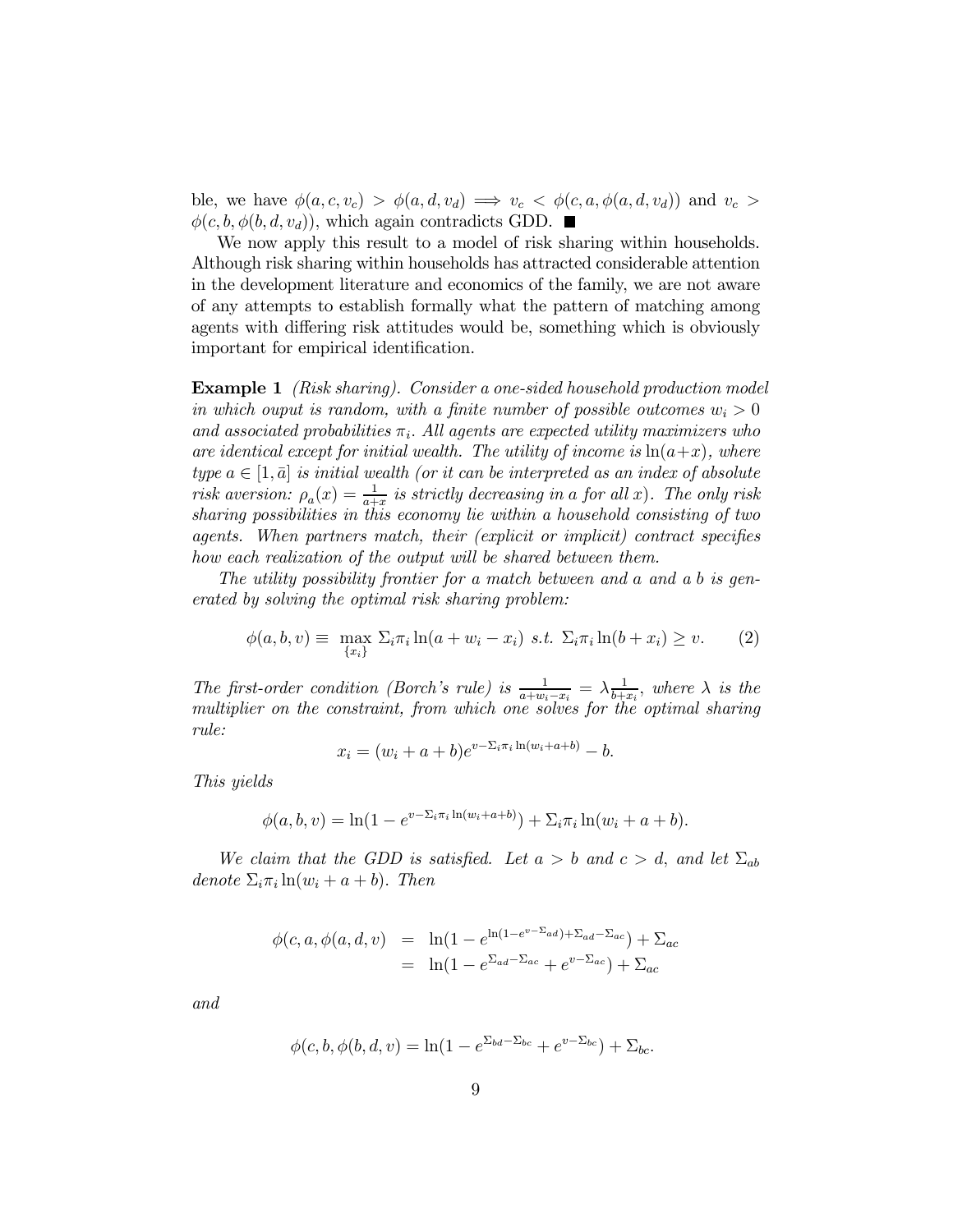ble, we have $\phi(a, c, v_c) > \phi(a, d, v_d) \implies v_c < \phi(c, a, \phi(a, d, v_d))$ and $v_c > \phi(c, b, \phi(b, d, v_d))$, which again contradicts GDD. ■

We now apply this result to a model of risk sharing within households. Although risk sharing within households has attracted considerable attention in the development literature and economics of the family, we are not aware of any attempts to establish formally what the pattern of matching among agents with differing risk attitudes would be, something which is obviously important for empirical identification.

**Example 1** *(Risk sharing). Consider a one-sided household production model in which ouput is random, with a finite number of possible outcomes $w_i > 0$ and associated probabilities $\pi_i$. All agents are expected utility maximizers who are identical except for initial wealth. The utility of income is $\ln(a+x)$, where type $a \in [1, \bar{a}]$ is initial wealth (or it can be interpreted as an index of absolute risk aversion: $\rho_a(x) = \frac{1}{a+x}$ is strictly decreasing in $a$ for all $x$). The only risk sharing possibilities in this economy lie within a household consisting of two agents. When partners match, their (explicit or implicit) contract specifies how each realization of the output will be shared between them.*

*The utility possibility frontier for a match between and a and a b is generated by solving the optimal risk sharing problem:*

$$\phi(a, b, v) \equiv \max_{\{x_i\}} \Sigma_i \pi_i \ln(a + w_i - x_i) \text{ s.t. } \Sigma_i \pi_i \ln(b + x_i) \geq v. \tag{2}$$

*The first-order condition (Borch's rule) is $\frac{1}{a+w_i-x_i} = \lambda \frac{1}{b+x_i}$, where $\lambda$ is the multiplier on the constraint, from which one solves for the optimal sharing rule:*

$$x_i = (w_i + a + b)e^{v - \Sigma_i \pi_i \ln(w_i + a + b)} - b.$$

*This yields*

$$\phi(a, b, v) = \ln(1 - e^{v - \Sigma_i \pi_i \ln(w_i + a + b)}) + \Sigma_i \pi_i \ln(w_i + a + b).$$

*We claim that the GDD is satisfied. Let $a > b$ and $c > d$, and let $\Sigma_{ab}$ denote $\Sigma_i \pi_i \ln(w_i + a + b)$. Then*

$$\begin{aligned}
\phi(c, a, \phi(a, d, v) &= \ln(1 - e^{\ln(1 - e^{v - \Sigma_{ad}}) + \Sigma_{ad} - \Sigma_{ac}}) + \Sigma_{ac} \\
&= \ln(1 - e^{\Sigma_{ad} - \Sigma_{ac}} + e^{v - \Sigma_{ac}}) + \Sigma_{ac}
\end{aligned}$$

*and*

$$\phi(c, b, \phi(b, d, v) = \ln(1 - e^{\Sigma_{bd} - \Sigma_{bc}} + e^{v - \Sigma_{bc}}) + \Sigma_{bc}.$$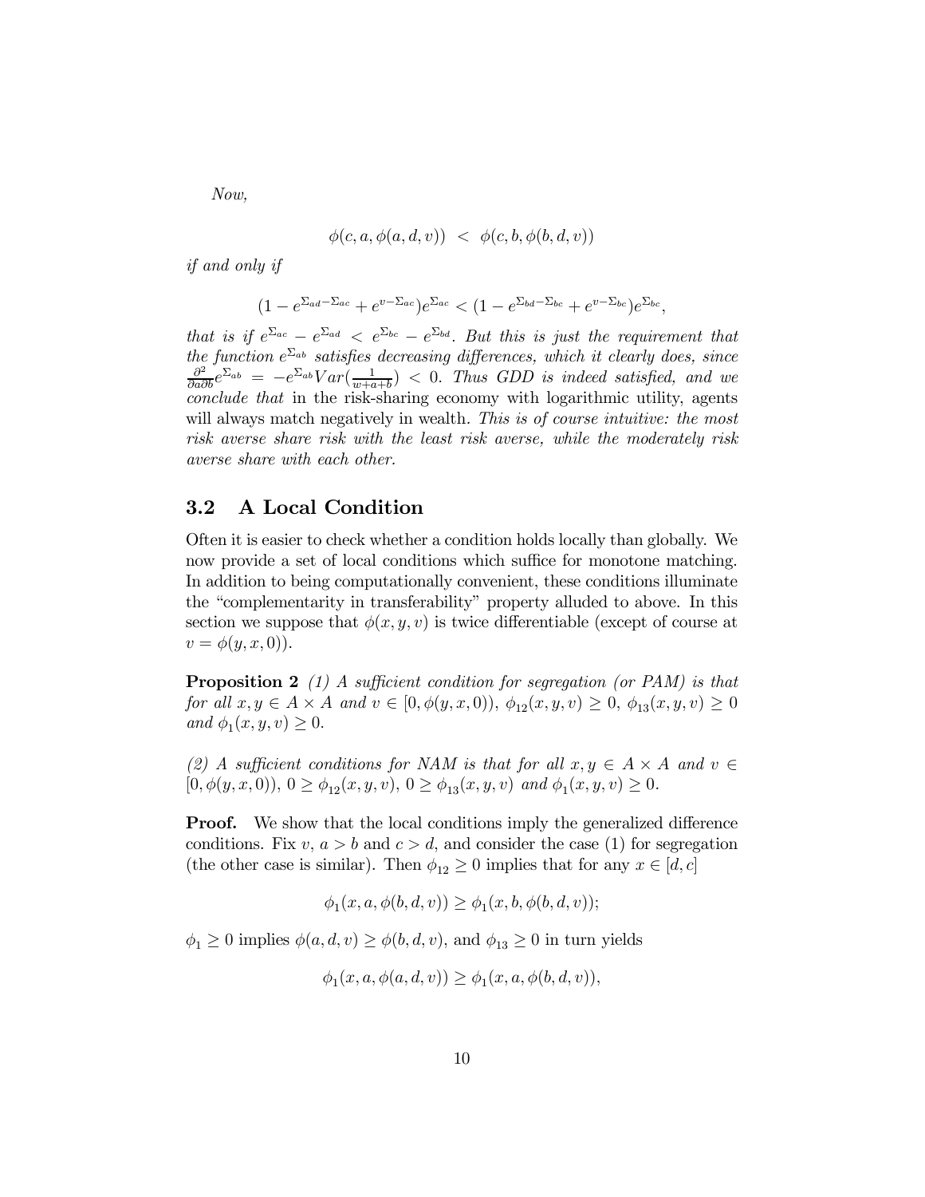*Now,*

$$\phi(c, a, \phi(a, d, v)) \ < \ \phi(c, b, \phi(b, d, v))$$

*if and only if*

$$(1 - e^{\Sigma_{ad} - \Sigma_{ac}} + e^{v - \Sigma_{ac}})e^{\Sigma_{ac}} < (1 - e^{\Sigma_{bd} - \Sigma_{bc}} + e^{v - \Sigma_{bc}})e^{\Sigma_{bc}},$$

*that is if* $e^{\Sigma_{ac}} - e^{\Sigma_{ad}} < e^{\Sigma_{bc}} - e^{\Sigma_{bd}}$. *But this is just the requirement that the function* $e^{\Sigma_{ab}}$ *satisfies decreasing differences, which it clearly does, since* $\frac{\partial^2}{\partial a \partial b} e^{\Sigma_{ab}} = -e^{\Sigma_{ab}} Var(\frac{1}{w+a+b}) < 0$. *Thus GDD is indeed satisfied, and we conclude that* in the risk-sharing economy with logarithmic utility, agents will always match negatively in wealth. *This is of course intuitive: the most risk averse share risk with the least risk averse, while the moderately risk averse share with each other.*

## 3.2 A Local Condition

Often it is easier to check whether a condition holds locally than globally. We now provide a set of local conditions which suffice for monotone matching. In addition to being computationally convenient, these conditions illuminate the "complementarity in transferability" property alluded to above. In this section we suppose that $\phi(x, y, v)$ is twice differentiable (except of course at $v = \phi(y, x, 0)$).

**Proposition 2** *(1) A sufficient condition for segregation (or PAM) is that for all* $x, y \in A \times A$ *and* $v \in [0, \phi(y, x, 0))$, $\phi_{12}(x, y, v) \geq 0$, $\phi_{13}(x, y, v) \geq 0$ *and* $\phi_1(x, y, v) \geq 0$.

*(2) A sufficient conditions for NAM is that for all* $x, y \in A \times A$ *and* $v \in [0, \phi(y, x, 0))$, $0 \geq \phi_{12}(x, y, v)$, $0 \geq \phi_{13}(x, y, v)$ *and* $\phi_1(x, y, v) \geq 0$.

**Proof.** We show that the local conditions imply the generalized difference conditions. Fix $v$, $a > b$ and $c > d$, and consider the case (1) for segregation (the other case is similar). Then $\phi_{12} \geq 0$ implies that for any $x \in [d, c]$

$$\phi_1(x, a, \phi(b, d, v)) \geq \phi_1(x, b, \phi(b, d, v));$$

$\phi_1 \geq 0$ implies $\phi(a, d, v) \geq \phi(b, d, v)$, and $\phi_{13} \geq 0$ in turn yields

$$\phi_1(x, a, \phi(a, d, v)) \geq \phi_1(x, a, \phi(b, d, v)),$$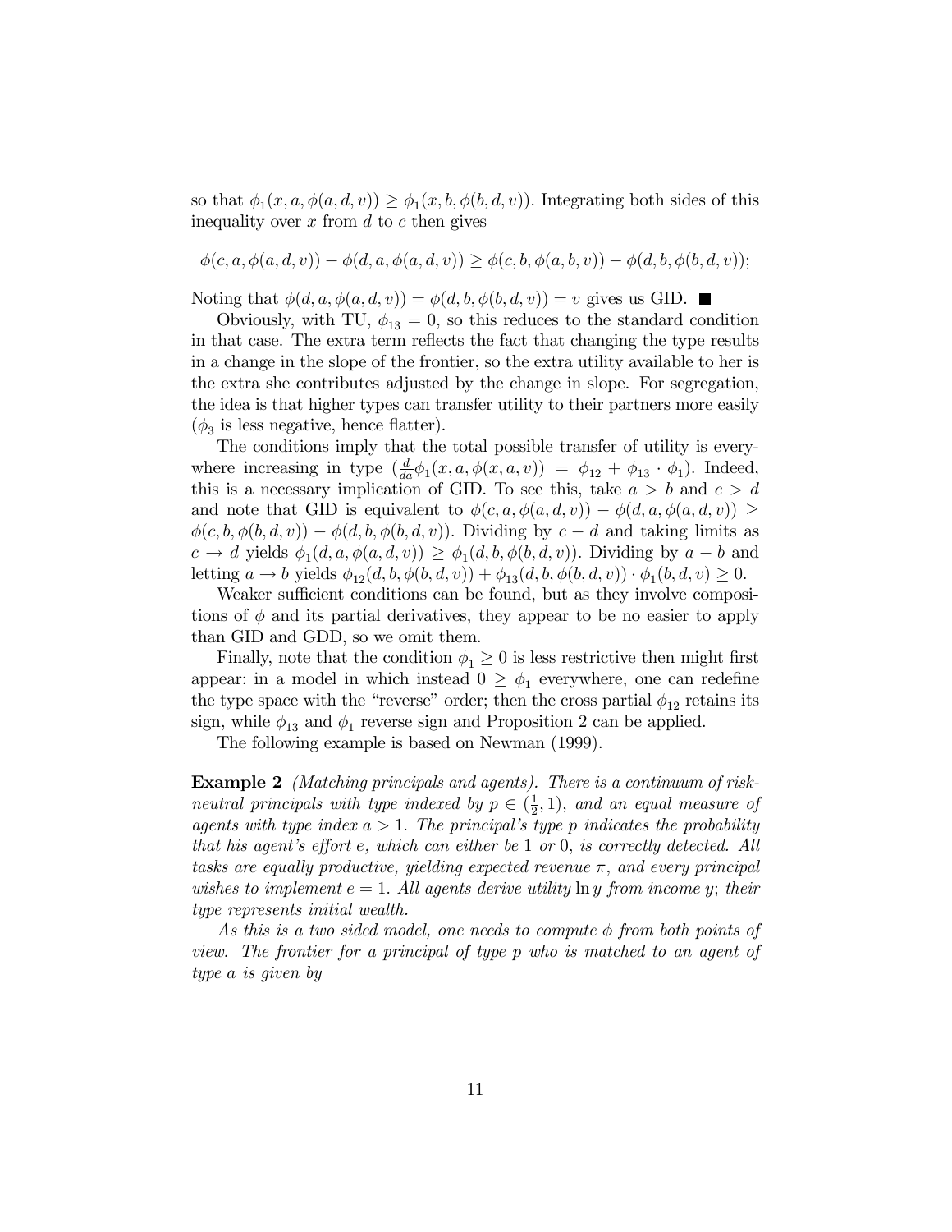so that $\phi_1(x, a, \phi(a, d, v)) \geq \phi_1(x, b, \phi(b, d, v))$. Integrating both sides of this inequality over $x$ from $d$ to $c$ then gives

$$\phi(c, a, \phi(a, d, v)) - \phi(d, a, \phi(a, d, v)) \geq \phi(c, b, \phi(a, b, v)) - \phi(d, b, \phi(b, d, v));$$

Noting that $\phi(d, a, \phi(a, d, v)) = \phi(d, b, \phi(b, d, v)) = v$ gives us GID. ■

Obviously, with TU, $\phi_{13} = 0$, so this reduces to the standard condition in that case. The extra term reflects the fact that changing the type results in a change in the slope of the frontier, so the extra utility available to her is the extra she contributes adjusted by the change in slope. For segregation, the idea is that higher types can transfer utility to their partners more easily ($\phi_3$ is less negative, hence flatter).

The conditions imply that the total possible transfer of utility is everywhere increasing in type ($\frac{d}{da}\phi_1(x, a, \phi(x, a, v)) = \phi_{12} + \phi_{13} \cdot \phi_1$). Indeed, this is a necessary implication of GID. To see this, take $a > b$ and $c > d$ and note that GID is equivalent to $\phi(c, a, \phi(a, d, v)) - \phi(d, a, \phi(a, d, v)) \geq \phi(c, b, \phi(b, d, v)) - \phi(d, b, \phi(b, d, v))$. Dividing by $c - d$ and taking limits as $c \to d$ yields $\phi_1(d, a, \phi(a, d, v)) \geq \phi_1(d, b, \phi(b, d, v))$. Dividing by $a - b$ and letting $a \to b$ yields $\phi_{12}(d, b, \phi(b, d, v)) + \phi_{13}(d, b, \phi(b, d, v)) \cdot \phi_1(b, d, v) \geq 0$.

Weaker sufficient conditions can be found, but as they involve compositions of $\phi$ and its partial derivatives, they appear to be no easier to apply than GID and GDD, so we omit them.

Finally, note that the condition $\phi_1 \geq 0$ is less restrictive then might first appear: in a model in which instead $0 \geq \phi_1$ everywhere, one can redefine the type space with the "reverse" order; then the cross partial $\phi_{12}$ retains its sign, while $\phi_{13}$ and $\phi_1$ reverse sign and Proposition 2 can be applied.

The following example is based on Newman (1999).

**Example 2** *(Matching principals and agents). There is a continuum of risk-neutral principals with type indexed by $p \in (\frac{1}{2}, 1)$, and an equal measure of agents with type index $a > 1$. The principal's type $p$ indicates the probability that his agent's effort $e$, which can either be $1$ or $0$, is correctly detected. All tasks are equally productive, yielding expected revenue $\pi$, and every principal wishes to implement $e = 1$. All agents derive utility $\ln y$ from income $y$; their type represents initial wealth.*

*As this is a two sided model, one needs to compute $\phi$ from both points of view. The frontier for a principal of type $p$ who is matched to an agent of type $a$ is given by*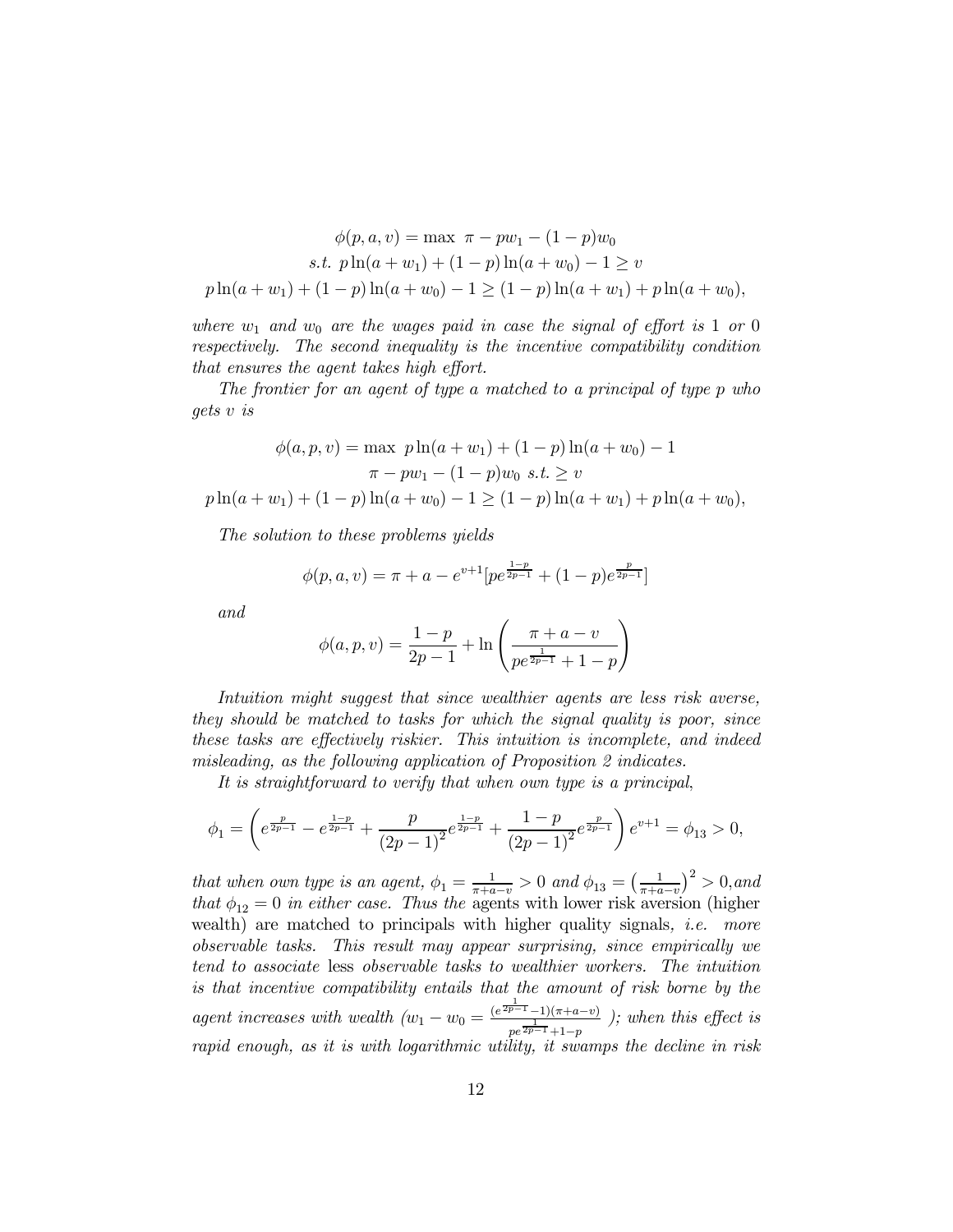$$
\begin{aligned}
\phi(p,a,v) &= \max \ \pi - pw_1 - (1-p)w_0 \\
s.t. \ & p\ln(a+w_1) + (1-p)\ln(a+w_0) - 1 \geq v \\
p\ln(a+w_1) + (1-p)\ln(a+w_0) - 1 &\geq (1-p)\ln(a+w_1) + p\ln(a+w_0),
\end{aligned}
$$

*where $w_1$ and $w_0$ are the wages paid in case the signal of effort is 1 or 0 respectively. The second inequality is the incentive compatibility condition that ensures the agent takes high effort.*

*The frontier for an agent of type $a$ matched to a principal of type $p$ who gets $v$ is*

$$
\begin{aligned}
\phi(a,p,v) &= \max \ p\ln(a+w_1) + (1-p)\ln(a+w_0) - 1 \\
& \pi - pw_1 - (1-p)w_0 \ s.t. \geq v \\
p\ln(a+w_1) + (1-p)\ln(a+w_0) - 1 &\geq (1-p)\ln(a+w_1) + p\ln(a+w_0),
\end{aligned}
$$

*The solution to these problems yields*

$$
\phi(p,a,v) = \pi + a - e^{v+1}[pe^{\frac{1-p}{2p-1}} + (1-p)e^{\frac{p}{2p-1}}]
$$

*and*

$$
\phi(a,p,v) = \frac{1-p}{2p-1} + \ln\left(\frac{\pi + a - v}{pe^{\frac{1}{2p-1}} + 1 - p}\right)
$$

*Intuition might suggest that since wealthier agents are less risk averse, they should be matched to tasks for which the signal quality is poor, since these tasks are effectively riskier. This intuition is incomplete, and indeed misleading, as the following application of Proposition 2 indicates.*

*It is straightforward to verify that when own type is a principal,*

$$
\phi_1 = \left(e^{\frac{p}{2p-1}} - e^{\frac{1-p}{2p-1}} + \frac{p}{(2p-1)^2}e^{\frac{1-p}{2p-1}} + \frac{1-p}{(2p-1)^2}e^{\frac{p}{2p-1}}\right)e^{v+1} = \phi_{13} > 0,
$$

*that when own type is an agent, $\phi_1 = \frac{1}{\pi+a-v} > 0$ and $\phi_{13} = \left(\frac{1}{\pi+a-v}\right)^2 > 0$, and that $\phi_{12} = 0$ in either case. Thus the* agents with lower risk aversion (higher wealth) are matched to principals with higher quality signals, *i.e. more observable tasks. This result may appear surprising, since empirically we tend to associate* less *observable tasks to wealthier workers. The intuition is that incentive compatibility entails that the amount of risk borne by the agent increases with wealth ($w_1 - w_0 = \frac{(e^{\frac{1}{2p-1}}-1)(\pi+a-v)}{pe^{\frac{1}{2p-1}}+1-p}$ ); when this effect is rapid enough, as it is with logarithmic utility, it swamps the decline in risk*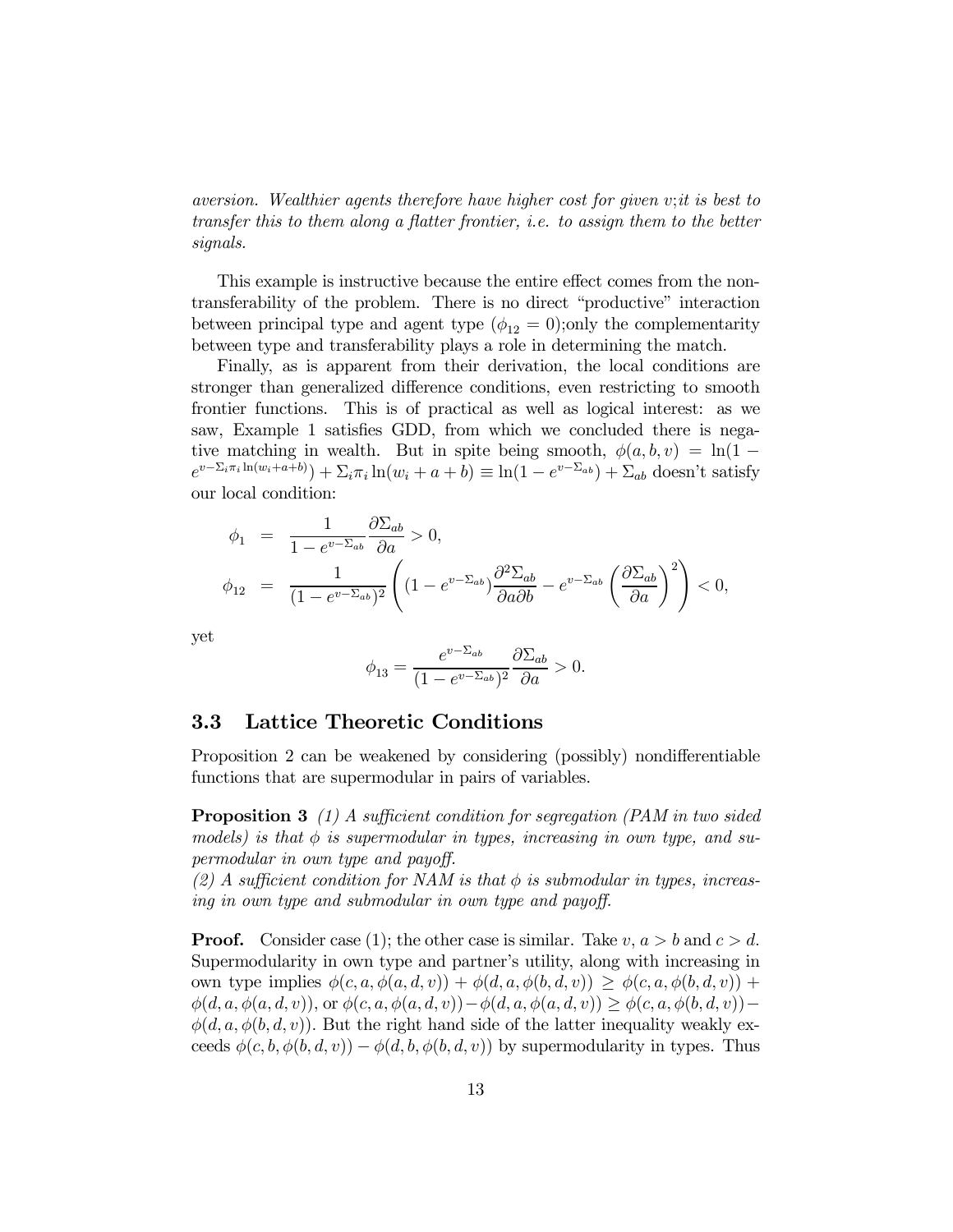*aversion. Wealthier agents therefore have higher cost for given $v$;it is best to transfer this to them along a flatter frontier, i.e. to assign them to the better signals.*

This example is instructive because the entire effect comes from the non-transferability of the problem. There is no direct "productive" interaction between principal type and agent type ($\phi_{12} = 0$);only the complementarity between type and transferability plays a role in determining the match.

Finally, as is apparent from their derivation, the local conditions are stronger than generalized difference conditions, even restricting to smooth frontier functions. This is of practical as well as logical interest: as we saw, Example 1 satisfies GDD, from which we concluded there is negative matching in wealth. But in spite being smooth, $\phi(a, b, v) = \ln(1 - e^{v - \Sigma_i \pi_i \ln(w_i + a + b)}) + \Sigma_i \pi_i \ln(w_i + a + b) \equiv \ln(1 - e^{v - \Sigma_{ab}}) + \Sigma_{ab}$ doesn't satisfy our local condition:

$$
\begin{aligned}
\phi_1 &= \frac{1}{1 - e^{v - \Sigma_{ab}}} \frac{\partial \Sigma_{ab}}{\partial a} > 0, \\
\phi_{12} &= \frac{1}{(1 - e^{v - \Sigma_{ab}})^2} \left( (1 - e^{v - \Sigma_{ab}}) \frac{\partial^2 \Sigma_{ab}}{\partial a \partial b} - e^{v - \Sigma_{ab}} \left( \frac{\partial \Sigma_{ab}}{\partial a} \right)^2 \right) < 0,
\end{aligned}
$$

yet

$$
\phi_{13} = \frac{e^{v - \Sigma_{ab}}}{(1 - e^{v - \Sigma_{ab}})^2} \frac{\partial \Sigma_{ab}}{\partial a} > 0.
$$

## 3.3 Lattice Theoretic Conditions

Proposition 2 can be weakened by considering (possibly) nondifferentiable functions that are supermodular in pairs of variables.

**Proposition 3** *(1) A sufficient condition for segregation (PAM in two sided models) is that $\phi$ is supermodular in types, increasing in own type, and supermodular in own type and payoff.*
*(2) A sufficient condition for NAM is that $\phi$ is submodular in types, increasing in own type and submodular in own type and payoff.*

**Proof.** Consider case (1); the other case is similar. Take $v$, $a > b$ and $c > d$. Supermodularity in own type and partner's utility, along with increasing in own type implies $\phi(c, a, \phi(a, d, v)) + \phi(d, a, \phi(b, d, v)) \geq \phi(c, a, \phi(b, d, v)) + \phi(d, a, \phi(a, d, v))$, or $\phi(c, a, \phi(a, d, v)) - \phi(d, a, \phi(a, d, v)) \geq \phi(c, a, \phi(b, d, v)) - \phi(d, a, \phi(b, d, v))$. But the right hand side of the latter inequality weakly exceeds $\phi(c, b, \phi(b, d, v)) - \phi(d, b, \phi(b, d, v))$ by supermodularity in types. Thus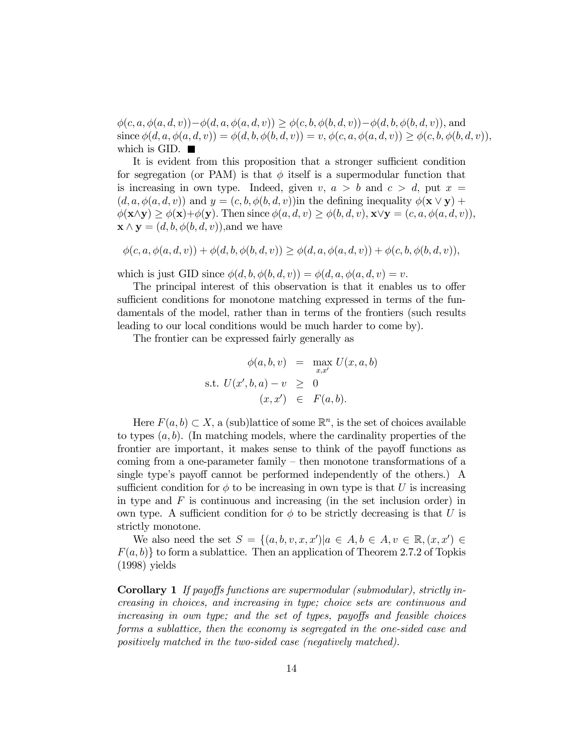$\phi(c, a, \phi(a, d, v)) - \phi(d, a, \phi(a, d, v)) \geq \phi(c, b, \phi(b, d, v)) - \phi(d, b, \phi(b, d, v))$, and since $\phi(d, a, \phi(a, d, v)) = \phi(d, b, \phi(b, d, v)) = v$, $\phi(c, a, \phi(a, d, v)) \geq \phi(c, b, \phi(b, d, v))$, which is GID. ■

It is evident from this proposition that a stronger sufficient condition for segregation (or PAM) is that $\phi$ itself is a supermodular function that is increasing in own type. Indeed, given $v$, $a > b$ and $c > d$, put $x = (d, a, \phi(a, d, v))$ and $y = (c, b, \phi(b, d, v))$in the defining inequality $\phi(\mathbf{x} \vee \mathbf{y}) + \phi(\mathbf{x} \wedge \mathbf{y}) \geq \phi(\mathbf{x}) + \phi(\mathbf{y})$. Then since $\phi(a, d, v) \geq \phi(b, d, v)$, $\mathbf{x} \vee \mathbf{y} = (c, a, \phi(a, d, v))$, $\mathbf{x} \wedge \mathbf{y} = (d, b, \phi(b, d, v))$,and we have

$$\phi(c, a, \phi(a, d, v)) + \phi(d, b, \phi(b, d, v)) \geq \phi(d, a, \phi(a, d, v)) + \phi(c, b, \phi(b, d, v)),$$

which is just GID since $\phi(d, b, \phi(b, d, v)) = \phi(d, a, \phi(a, d, v) = v$.

The principal interest of this observation is that it enables us to offer sufficient conditions for monotone matching expressed in terms of the fundamentals of the model, rather than in terms of the frontiers (such results leading to our local conditions would be much harder to come by).

The frontier can be expressed fairly generally as

$$\begin{aligned} \phi(a, b, v) &= \max_{x, x'} U(x, a, b) \\ \text{s.t. } U(x', b, a) - v &\geq 0 \\ (x, x') &\in F(a, b). \end{aligned}$$

Here $F(a, b) \subset X$, a (sub)lattice of some $\mathbb{R}^n$, is the set of choices available to types $(a, b)$. (In matching models, where the cardinality properties of the frontier are important, it makes sense to think of the payoff functions as coming from a one-parameter family – then monotone transformations of a single type's payoff cannot be performed independently of the others.) A sufficient condition for $\phi$ to be increasing in own type is that $U$ is increasing in type and $F$ is continuous and increasing (in the set inclusion order) in own type. A sufficient condition for $\phi$ to be strictly decreasing is that $U$ is strictly monotone.

We also need the set $S = \{(a, b, v, x, x') | a \in A, b \in A, v \in \mathbb{R}, (x, x') \in F(a, b)\}$ to form a sublattice. Then an application of Theorem 2.7.2 of Topkis (1998) yields

**Corollary 1** *If payoffs functions are supermodular (submodular), strictly increasing in choices, and increasing in type; choice sets are continuous and increasing in own type; and the set of types, payoffs and feasible choices forms a sublattice, then the economy is segregated in the one-sided case and positively matched in the two-sided case (negatively matched).*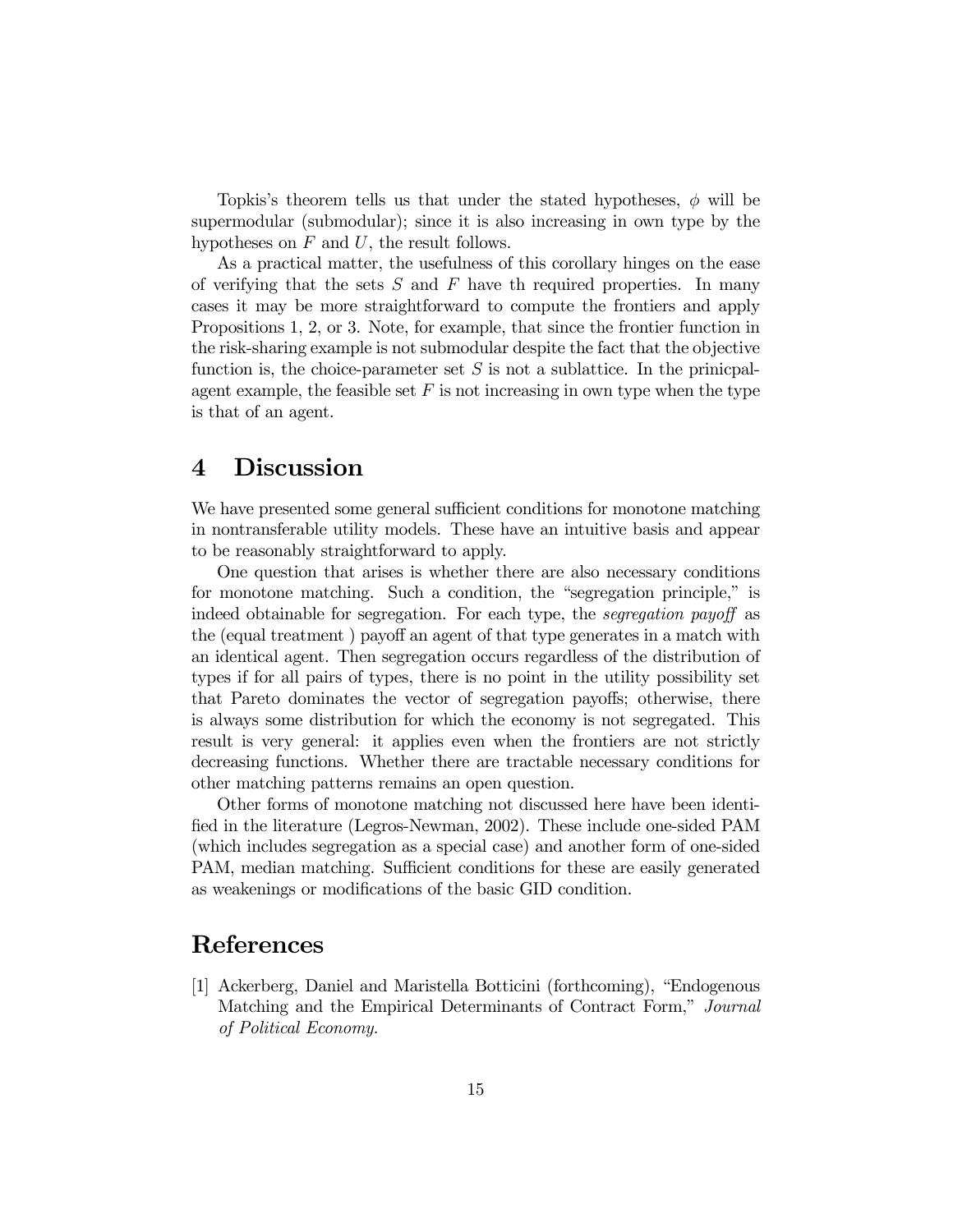Topkis's theorem tells us that under the stated hypotheses, $\phi$ will be supermodular (submodular); since it is also increasing in own type by the hypotheses on $F$ and $U$, the result follows.

As a practical matter, the usefulness of this corollary hinges on the ease of verifying that the sets $S$ and $F$ have th required properties. In many cases it may be more straightforward to compute the frontiers and apply Propositions 1, 2, or 3. Note, for example, that since the frontier function in the risk-sharing example is not submodular despite the fact that the objective function is, the choice-parameter set $S$ is not a sublattice. In the prinicpal-agent example, the feasible set $F$ is not increasing in own type when the type is that of an agent.

# 4 Discussion

We have presented some general sufficient conditions for monotone matching in nontransferable utility models. These have an intuitive basis and appear to be reasonably straightforward to apply.

One question that arises is whether there are also necessary conditions for monotone matching. Such a condition, the "segregation principle," is indeed obtainable for segregation. For each type, the *segregation payoff* as the (equal treatment ) payoff an agent of that type generates in a match with an identical agent. Then segregation occurs regardless of the distribution of types if for all pairs of types, there is no point in the utility possibility set that Pareto dominates the vector of segregation payoffs; otherwise, there is always some distribution for which the economy is not segregated. This result is very general: it applies even when the frontiers are not strictly decreasing functions. Whether there are tractable necessary conditions for other matching patterns remains an open question.

Other forms of monotone matching not discussed here have been identified in the literature (Legros-Newman, 2002). These include one-sided PAM (which includes segregation as a special case) and another form of one-sided PAM, median matching. Sufficient conditions for these are easily generated as weakenings or modifications of the basic GID condition.

# References

[1] Ackerberg, Daniel and Maristella Botticini (forthcoming), "Endogenous Matching and the Empirical Determinants of Contract Form," *Journal of Political Economy.*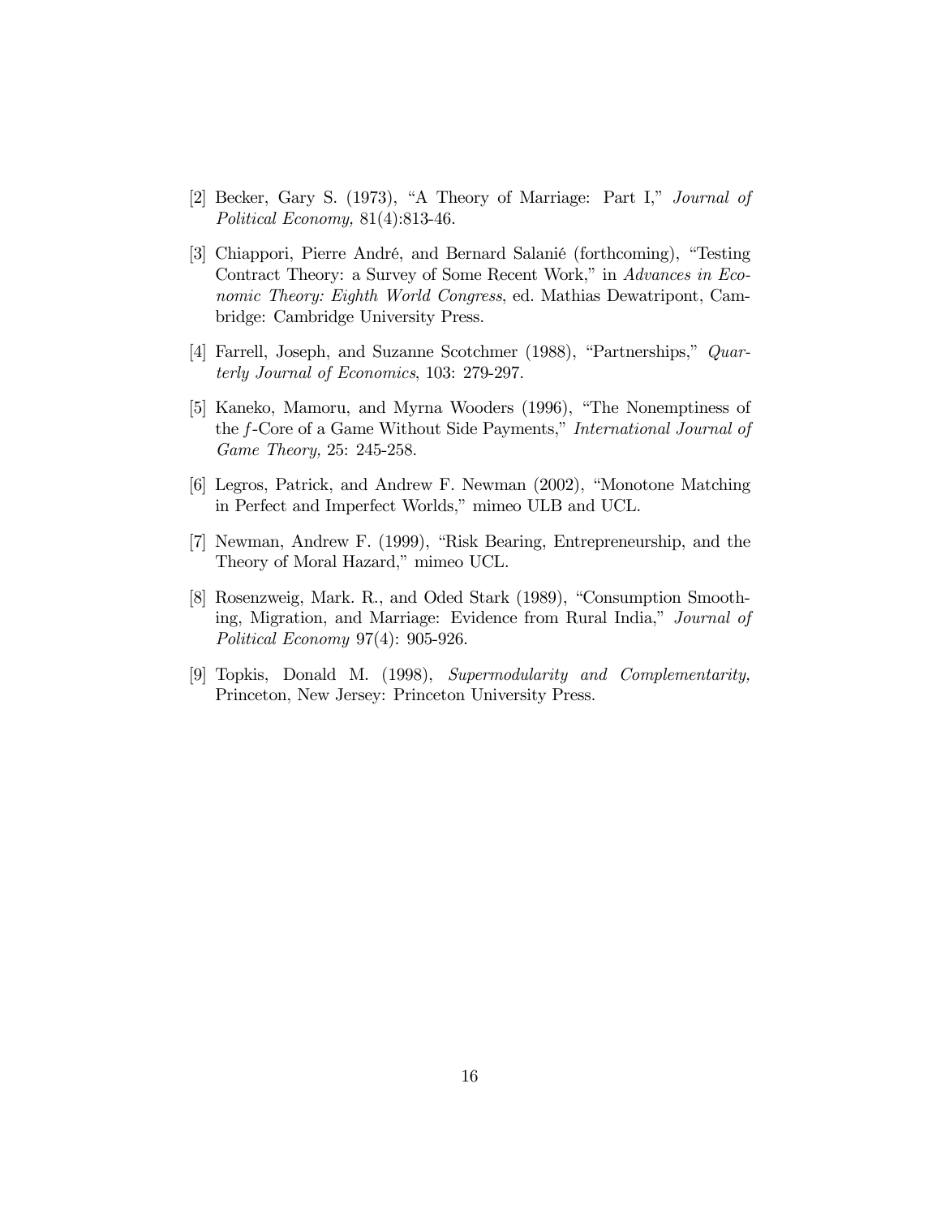[2] Becker, Gary S. (1973), "A Theory of Marriage: Part I," *Journal of Political Economy,* 81(4):813-46.

[3] Chiappori, Pierre André, and Bernard Salanié (forthcoming), "Testing Contract Theory: a Survey of Some Recent Work," in *Advances in Economic Theory: Eighth World Congress*, ed. Mathias Dewatripont, Cambridge: Cambridge University Press.

[4] Farrell, Joseph, and Suzanne Scotchmer (1988), "Partnerships," *Quarterly Journal of Economics*, 103: 279-297.

[5] Kaneko, Mamoru, and Myrna Wooders (1996), "The Nonemptiness of the $f$-Core of a Game Without Side Payments," *International Journal of Game Theory,* 25: 245-258.

[6] Legros, Patrick, and Andrew F. Newman (2002), "Monotone Matching in Perfect and Imperfect Worlds," mimeo ULB and UCL.

[7] Newman, Andrew F. (1999), "Risk Bearing, Entrepreneurship, and the Theory of Moral Hazard," mimeo UCL.

[8] Rosenzweig, Mark. R., and Oded Stark (1989), "Consumption Smoothing, Migration, and Marriage: Evidence from Rural India," *Journal of Political Economy* 97(4): 905-926.

[9] Topkis, Donald M. (1998), *Supermodularity and Complementarity,* Princeton, New Jersey: Princeton University Press.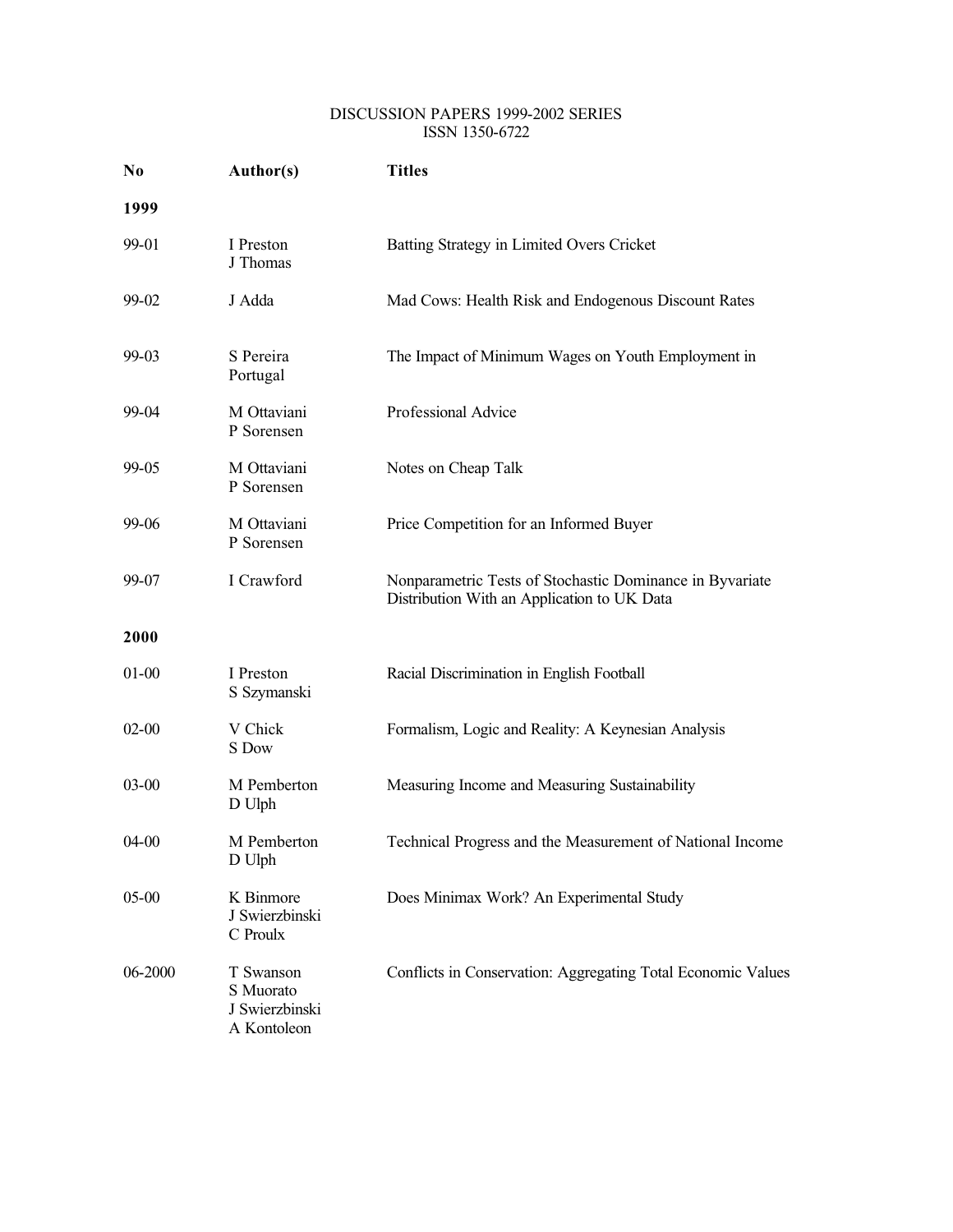DISCUSSION PAPERS 1999-2002 SERIES
ISSN 1350-6722

| No | Author(s) | Titles |
|---|---|---|
| **1999** | | |
| 99-01 | I Preston<br>J Thomas | Batting Strategy in Limited Overs Cricket |
| 99-02 | J Adda | Mad Cows: Health Risk and Endogenous Discount Rates |
| 99-03 | S Pereira<br>Portugal | The Impact of Minimum Wages on Youth Employment in |
| 99-04 | M Ottaviani<br>P Sorensen | Professional Advice |
| 99-05 | M Ottaviani<br>P Sorensen | Notes on Cheap Talk |
| 99-06 | M Ottaviani<br>P Sorensen | Price Competition for an Informed Buyer |
| 99-07 | I Crawford | Nonparametric Tests of Stochastic Dominance in Byvariate Distribution With an Application to UK Data |
| **2000** | | |
| 01-00 | I Preston<br>S Szymanski | Racial Discrimination in English Football |
| 02-00 | V Chick<br>S Dow | Formalism, Logic and Reality: A Keynesian Analysis |
| 03-00 | M Pemberton<br>D Ulph | Measuring Income and Measuring Sustainability |
| 04-00 | M Pemberton<br>D Ulph | Technical Progress and the Measurement of National Income |
| 05-00 | K Binmore<br>J Swierzbinski<br>C Proulx | Does Minimax Work? An Experimental Study |
| 06-2000 | T Swanson<br>S Muorato<br>J Swierzbinski<br>A Kontoleon | Conflicts in Conservation: Aggregating Total Economic Values |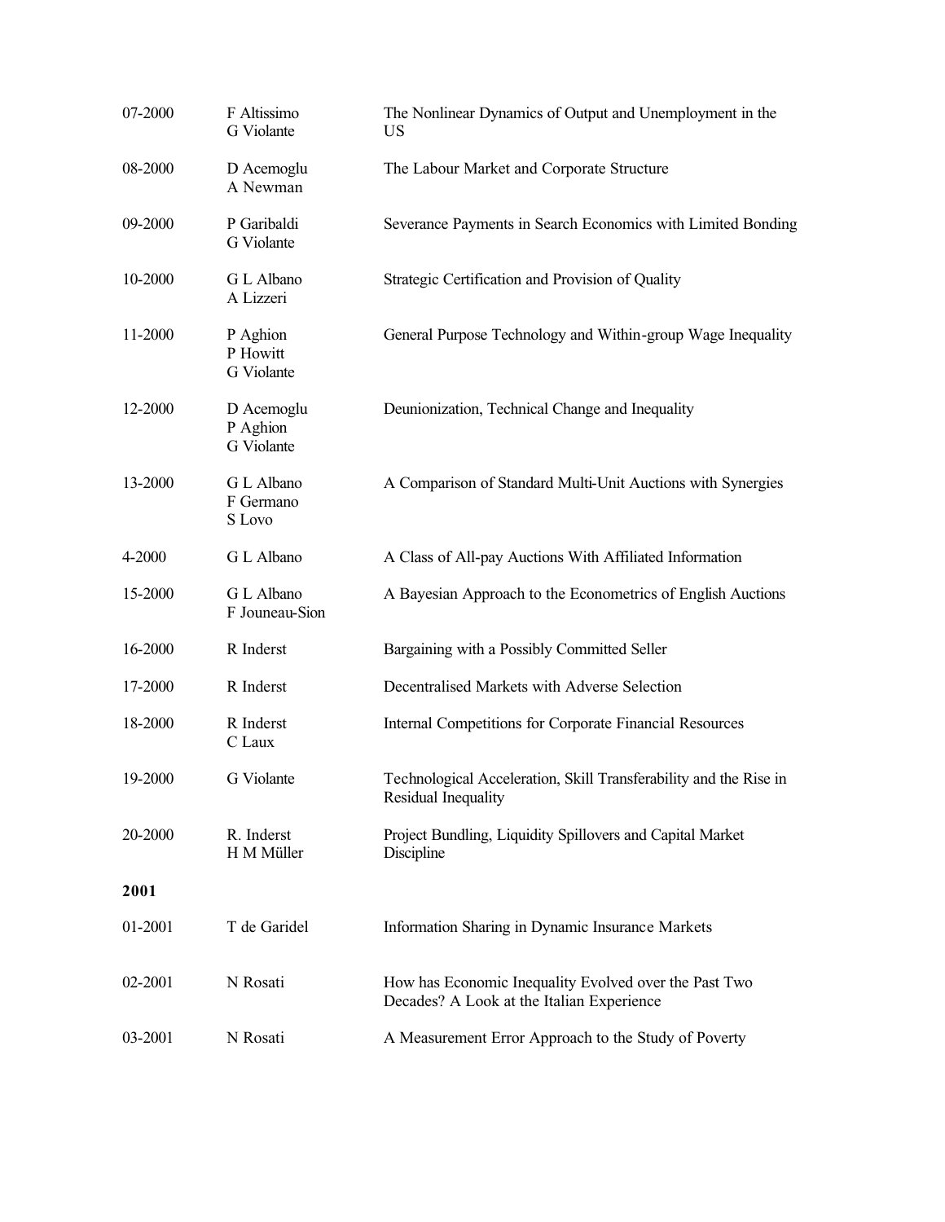| | | |
|---|---|---|
| 07-2000 | F Altissimo<br>G Violante | The Nonlinear Dynamics of Output and Unemployment in the US |
| 08-2000 | D Acemoglu<br>A Newman | The Labour Market and Corporate Structure |
| 09-2000 | P Garibaldi<br>G Violante | Severance Payments in Search Economics with Limited Bonding |
| 10-2000 | G L Albano<br>A Lizzeri | Strategic Certification and Provision of Quality |
| 11-2000 | P Aghion<br>P Howitt<br>G Violante | General Purpose Technology and Within-group Wage Inequality |
| 12-2000 | D Acemoglu<br>P Aghion<br>G Violante | Deunionization, Technical Change and Inequality |
| 13-2000 | G L Albano<br>F Germano<br>S Lovo | A Comparison of Standard Multi-Unit Auctions with Synergies |
| 4-2000 | G L Albano | A Class of All-pay Auctions With Affiliated Information |
| 15-2000 | G L Albano<br>F Jouneau-Sion | A Bayesian Approach to the Econometrics of English Auctions |
| 16-2000 | R Inderst | Bargaining with a Possibly Committed Seller |
| 17-2000 | R Inderst | Decentralised Markets with Adverse Selection |
| 18-2000 | R Inderst<br>C Laux | Internal Competitions for Corporate Financial Resources |
| 19-2000 | G Violante | Technological Acceleration, Skill Transferability and the Rise in Residual Inequality |
| 20-2000 | R. Inderst<br>H M Müller | Project Bundling, Liquidity Spillovers and Capital Market Discipline |

**2001**

| | | |
|---|---|---|
| 01-2001 | T de Garidel | Information Sharing in Dynamic Insurance Markets |
| 02-2001 | N Rosati | How has Economic Inequality Evolved over the Past Two Decades? A Look at the Italian Experience |
| 03-2001 | N Rosati | A Measurement Error Approach to the Study of Poverty |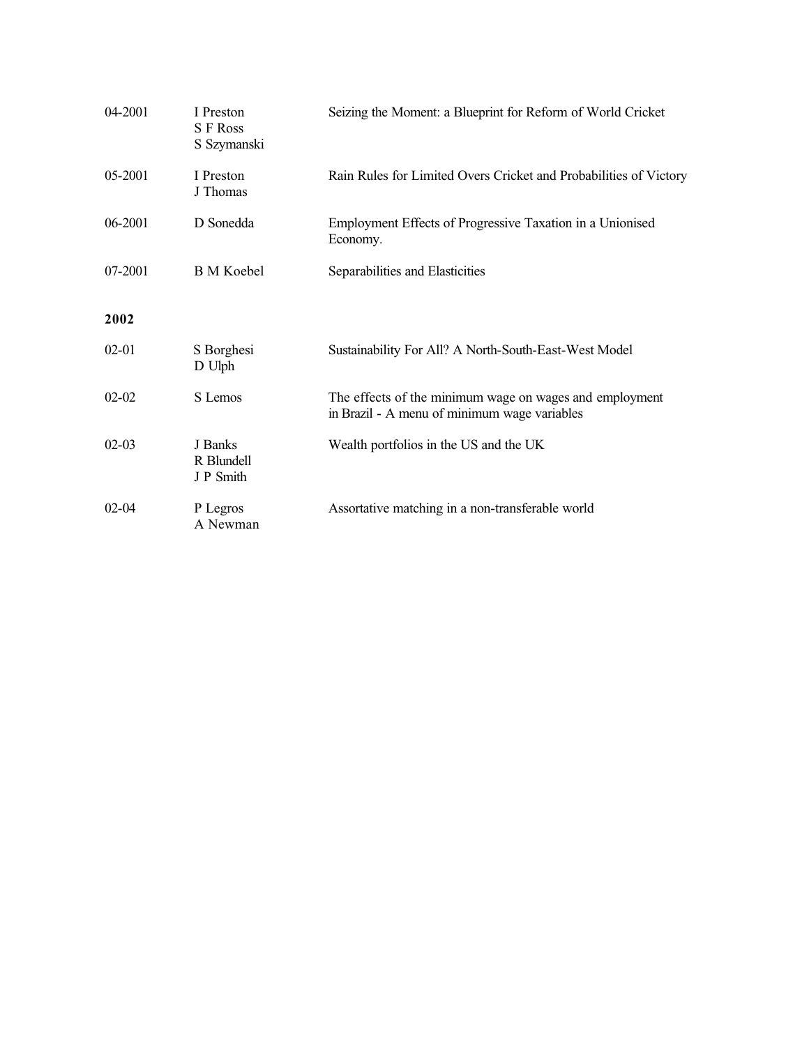| | | |
|---|---|---|
| 04-2001 | I Preston<br>S F Ross<br>S Szymanski | Seizing the Moment: a Blueprint for Reform of World Cricket |
| 05-2001 | I Preston<br>J Thomas | Rain Rules for Limited Overs Cricket and Probabilities of Victory |
| 06-2001 | D Sonedda | Employment Effects of Progressive Taxation in a Unionised Economy. |
| 07-2001 | B M Koebel | Separabilities and Elasticities |

**2002**

| | | |
|---|---|---|
| 02-01 | S Borghesi<br>D Ulph | Sustainability For All? A North-South-East-West Model |
| 02-02 | S Lemos | The effects of the minimum wage on wages and employment in Brazil - A menu of minimum wage variables |
| 02-03 | J Banks<br>R Blundell<br>J P Smith | Wealth portfolios in the US and the UK |
| 02-04 | P Legros<br>A Newman | Assortative matching in a non-transferable world |